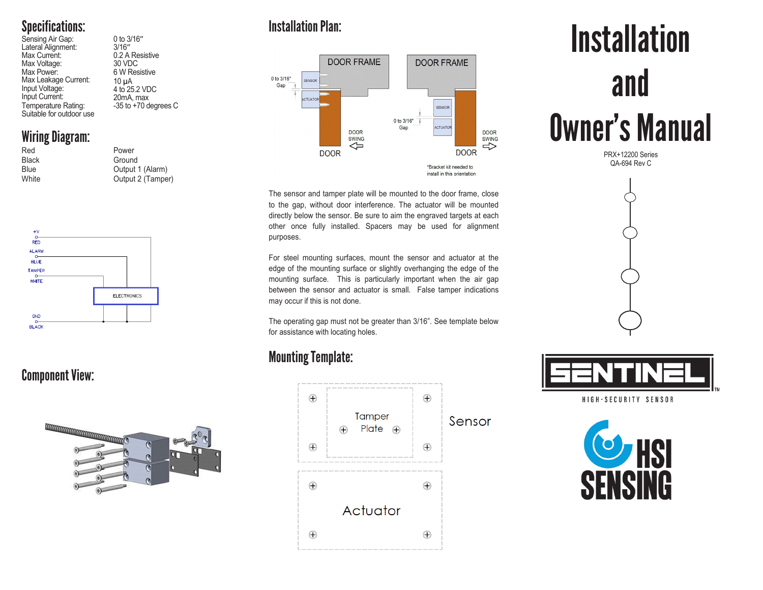## Specifications:

| | |
|---|---|
| Sensing Air Gap: | 0 to 3/16″ |
| Lateral Alignment: | 3/16″ |
| Max Current: | 0.2 A Resistive |
| Max Voltage: | 30 VDC |
| Max Power: | 6 W Resistive |
| Max Leakage Current: | 10 μA |
| Input Voltage: | 4 to 25.2 VDC |
| Input Current: | 20mA, max |
| Temperature Rating: | -35 to +70 degrees C |

Suitable for outdoor use

## Wiring Diagram:

| | |
|---|---|
| Red | Power |
| Black | Ground |
| Blue | Output 1 (Alarm) |
| White | Output 2 (Tamper) |

+V RED

ALARM BLUE

TAMPER WHITE

ELECTRONICS

GND BLACK

## Component View:

## Installation Plan:

DOOR FRAME — 0 to 3/16" Gap — SENSOR — ACTUATOR — DOOR SWING — DOOR

DOOR FRAME — SENSOR — 0 to 3/16" Gap — ACTUATOR — DOOR SWING — DOOR

*Bracket kit needed to install in this orientation

The sensor and tamper plate will be mounted to the door frame, close to the gap, without door interference. The actuator will be mounted directly below the sensor. Be sure to aim the engraved targets at each other once fully installed. Spacers may be used for alignment purposes.

For steel mounting surfaces, mount the sensor and actuator at the edge of the mounting surface or slightly overhanging the edge of the mounting surface. This is particularly important when the air gap between the sensor and actuator is small. False tamper indications may occur if this is not done.

The operating gap must not be greater than 3/16”. See template below for assistance with locating holes.

## Mounting Template:

Tamper Plate

Sensor

Actuator

# Installation and Owner's Manual

PRX+12200 Series

QA-694 Rev C

SENTINEL™

HIGH-SECURITY SENSOR

HSI SENSING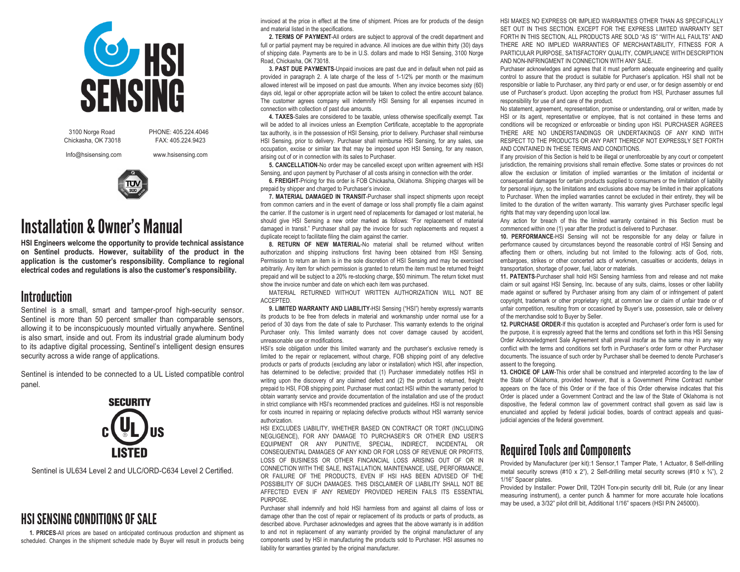# HSI SENSING

3100 Norge Road
Chickasha, OK 73018

PHONE: 405.224.4046
FAX: 405.224.9423

Info@hsisensing.com

www.hsisensing.com

# Installation & Owner's Manual

**HSI Engineers welcome the opportunity to provide technical assistance on Sentinel products. However, suitability of the product in the application is the customer's responsibility. Compliance to regional electrical codes and regulations is also the customer's responsibility.**

## Introduction

Sentinel is a small, smart and tamper-proof high-security sensor. Sentinel is more than 50 percent smaller than comparable sensors, allowing it to be inconspicuously mounted virtually anywhere. Sentinel is also smart, inside and out. From its industrial grade aluminum body to its adaptive digital processing, Sentinel's intelligent design ensures security across a wide range of applications.

Sentinel is intended to be connected to a UL Listed compatible control panel.

SECURITY
C UL US
LISTED

Sentinel is UL634 Level 2 and ULC/ORD-C634 Level 2 Certified.

## HSI SENSING CONDITIONS OF SALE

**1. PRICES**-All prices are based on anticipated continuous production and shipment as scheduled. Changes in the shipment schedule made by Buyer will result in products being invoiced at the price in effect at the time of shipment. Prices are for products of the design and material listed in the specifications.

**2. TERMS OF PAYMENT**-All orders are subject to approval of the credit department and full or partial payment may be required in advance. All invoices are due within thirty (30) days of shipping date. Payments are to be in U.S. dollars and made to HSI Sensing, 3100 Norge Road, Chickasha, OK 73018.

**3. PAST DUE PAYMENTS**-Unpaid invoices are past due and in default when not paid as provided in paragraph 2. A late charge of the less of 1-1/2% per month or the maximum allowed interest will be imposed on past due amounts. When any invoice becomes sixty (60) days old, legal or other appropriate action will be taken to collect the entire account balance. The customer agrees company will indemnify HSI Sensing for all expenses incurred in connection with collection of past due amounts.

**4. TAXES**-Sales are considered to be taxable, unless otherwise specifically exempt. Tax will be added to all invoices unless an Exemption Certificate, acceptable to the appropriate tax authority, is in the possession of HSI Sensing, prior to delivery. Purchaser shall reimburse HSI Sensing, prior to delivery. Purchaser shall reimburse HSI Sensing, for any sales, use occupation, excise or similar tax that may be imposed upon HSI Sensing, for any reason, arising out of or in connection with its sales to Purchaser.

**5. CANCELLATION**-No order may be cancelled except upon written agreement with HSI Sensing, and upon payment by Purchaser of all costs arising in connection with the order.

**6. FREIGHT**-Pricing for this order is FOB Chickasha, Oklahoma. Shipping charges will be prepaid by shipper and charged to Purchaser's invoice.

**7. MATERIAL DAMAGED IN TRANSIT**-Purchaser shall inspect shipments upon receipt from common carriers and in the event of damage or loss shall promptly file a claim against the carrier. If the customer is in urgent need of replacements for damaged or lost material, he should give HSI Sensing a new order marked as follows: "For replacement of material damaged in transit." Purchaser shall pay the invoice for such replacements and request a duplicate receipt to facilitate filing the claim against the carrier.

**8. RETURN OF NEW MATERIAL**-No material shall be returned without written authorization and shipping instructions first having been obtained from HSI Sensing. Permission to return an item is in the sole discretion of HSI Sensing and may be exercised arbitrarily. Any item for which permission is granted to return the item must be returned freight prepaid and will be subject to a 20% re-stocking charge, $50 minimum. The return ticket must show the invoice number and date on which each item was purchased.

MATERIAL RETURNED WITHOUT WRITTEN AUTHORIZATION WILL NOT BE ACCEPTED.

**9. LIMITED WARRANTY AND LIABILITY**-HSI Sensing ("HSI") hereby expressly warrants its products to be free from defects in material and workmanship under normal use for a period of 30 days from the date of sale to Purchaser. This warranty extends to the original Purchaser only. This limited warranty does not cover damage caused by accident, unreasonable use or modifications.

HSI's sole obligation under this limited warranty and the purchaser's exclusive remedy is limited to the repair or replacement, without charge, FOB shipping point of any defective products or parts of products (excluding any labor or installation) which HSI, after inspection, has determined to be defective; provided that (1) Purchaser immediately notifies HSI in writing upon the discovery of any claimed defect and (2) the product is returned, freight prepaid to HSI, FOB shipping point. Purchaser must contact HSI within the warranty period to obtain warranty service and provide documentation of the installation and use of the product in strict compliance with HSI's recommended practices and guidelines. HSI is not responsible for costs incurred in repairing or replacing defective products without HSI warranty service authorization.

HSI EXCLUDES LIABILITY, WHETHER BASED ON CONTRACT OR TORT (INCLUDING NEGLIGENCE), FOR ANY DAMAGE TO PURCHASER'S OR OTHER END USER'S EQUIPMENT OR ANY PUNITIVE, SPECIAL, INDIRECT, INCIDENTAL OR CONSEQUENTIAL DAMAGES OF ANY KIND OR FOR LOSS OF REVENUE OR PROFITS, LOSS OF BUSINESS OR OTHER FINCANCIAL LOSS ARISING OUT OF OR IN CONNECTION WITH THE SALE, INSTALLATION, MAINTENANCE, USE, PERFORMANCE, OR FAILURE OF THE PRODUCTS, EVEN IF HSI HAS BEEN ADVISED OF THE POSSIBILITY OF SUCH DAMAGES. THIS DISCLAIMER OF LIABILITY SHALL NOT BE AFFECTED EVEN IF ANY REMEDY PROVIDED HEREIN FAILS ITS ESSENTIAL PURPOSE.

Purchaser shall indemnify and hold HSI harmless from and against all claims of loss or damage other than the cost of repair or replacement of its products or parts of products, as described above. Purchaser acknowledges and agrees that the above warranty is in addition to and not in replacement of any warranty provided by the original manufacturer of any components used by HSI in manufacturing the products sold to Purchaser. HSI assumes no liability for warranties granted by the original manufacturer.

HSI MAKES NO EXPRESS OR IMPLIED WARRANTIES OTHER THAN AS SPECIFICALLY SET OUT IN THIS SECTION. EXCEPT FOR THE EXPRESS LIMITED WARRANTY SET FORTH IN THIS SECTION, ALL PRODUCTS ARE SOLD "AS IS" "WITH ALL FAULTS" AND THERE ARE NO IMPLIED WARRANTIES OF MERCHANTABILITY, FITNESS FOR A PARTICULAR PURPOSE, SATISFACTORY QUALITY, COMPLIANCE WITH DESCRIPTION AND NON-INFRINGMENT IN CONNECTION WITH ANY SALE.

Purchaser acknowledges and agrees that it must perform adequate engineering and quality control to assure that the product is suitable for Purchaser's application. HSI shall not be responsible or liable to Purchaser, any third party or end user, or for design assembly or end use of Purchaser's product. Upon accepting the product from HSI, Purchaser assumes full responsibility for use of and care of the product.

No statement, agreement, representation, promise or understanding, oral or written, made by HSI or its agent, representative or employee, that is not contained in these terms and conditions will be recognized or enforceable or binding upon HSI. PURCHASER AGREES THERE ARE NO UNDERSTANDINGS OR UNDERTAKINGS OF ANY KIND WITH RESPECT TO THE PRODUCTS OR ANY PART THEREOF NOT EXPRESSLY SET FORTH AND CONTAINED IN THESE TERMS AND CONDITIONS.

If any provision of this Section is held to be illegal or unenforceable by any court or competent jurisdiction, the remaining provisions shall remain effective. Some states or provinces do not allow the exclusion or limitation of implied warranties or the limitation of incidental or consequential damages for certain products supplied to consumers or the limitation of liability for personal injury, so the limitations and exclusions above may be limited in their applications to Purchaser. When the implied warranties cannot be excluded in their entirety, they will be limited to the duration of the written warranty. This warranty gives Purchaser specific legal rights that may vary depending upon local law.

Any action for breach of this the limited warranty contained in this Section must be commenced within one (1) year after the product is delivered to Purchaser.

**10. PERFORMANCE**-HSI Sensing will not be responsible for any delay or failure in performance caused by circumstances beyond the reasonable control of HSI Sensing and affecting them or others, including but not limited to the following: acts of God, riots, embargoes, strikes or other concerted acts of workmen, casualties or accidents, delays in transportation, shortage of power, fuel, labor or materials.

**11. PATENTS**-Purchaser shall hold HSI Sensing harmless from and release and not make claim or suit against HSI Sensing, Inc. because of any suits, claims, losses or other liability made against or suffered by Purchaser arising from any claim of or infringement of patent copyright, trademark or other proprietary right, at common law or claim of unfair trade or of unfair competition, resulting from or occasioned by Buyer's use, possession, sale or delivery of the merchandise sold to Buyer by Seller.

**12. PURCHASE ORDER**-If this quotation is accepted and Purchaser's order form is used for the purpose, it is expressly agreed that the terms and conditions set forth in this HSI Sensing Order Acknowledgment Sale Agreement shall prevail insofar as the same may in any way conflict with the terms and conditions set forth in Purchaser's order form or other Purchaser documents. The issuance of such order by Purchaser shall be deemed to denote Purchaser's assent to the foregoing.

**13. CHOICE OF LAW**-This order shall be construed and interpreted according to the law of the State of Oklahoma, provided however, that is a Government Prime Contract number appears on the face of this Order or if the face of this Order otherwise indicates that this Order is placed under a Government Contract and the law of the State of Oklahoma is not dispositive, the federal common law of government contract shall govern as said law is enunciated and applied by federal judicial bodies, boards of contract appeals and quasi-judicial agencies of the federal government.

## Required Tools and Components

Provided by Manufacturer (per kit):1 Sensor,1 Tamper Plate, 1 Actuator, 8 Self-drilling metal security screws (#10 x 2"), 2 Self-drilling metal security screws (#10 x ¾"), 2 1/16" Spacer plates.

Provided by Installer: Power Drill, T20H Torx-pin security drill bit, Rule (or any linear measuring instrument), a center punch & hammer for more accurate hole locations may be used, a 3/32" pilot drill bit, Additional 1/16" spacers (HSI P/N 245000).